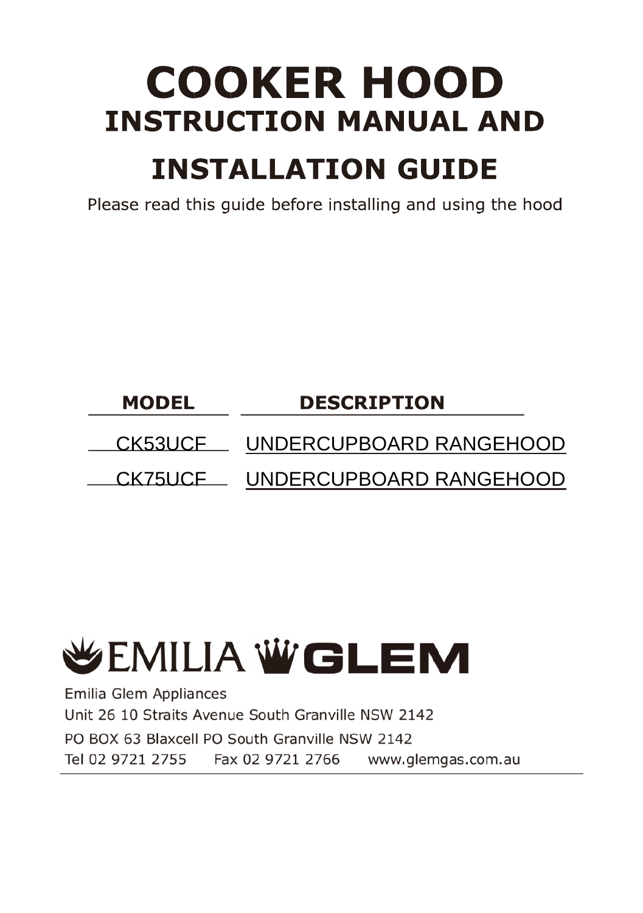# COOKER HOOD

## INSTRUCTION MANUAL AND

## INSTALLATION GUIDE

Please read this guide before installing and using the hood

| MODEL | DESCRIPTION |
| --- | --- |
| CK53UCF | UNDERCUPBOARD RANGEHOOD |
| CK75UCF | UNDERCUPBOARD RANGEHOOD |

EMILIA GLEM

Emilia Glem Appliances

Unit 26 10 Straits Avenue South Granville NSW 2142

PO BOX 63 Blaxcell PO South Granville NSW 2142

Tel 02 9721 2755 Fax 02 9721 2766 www.glemgas.com.au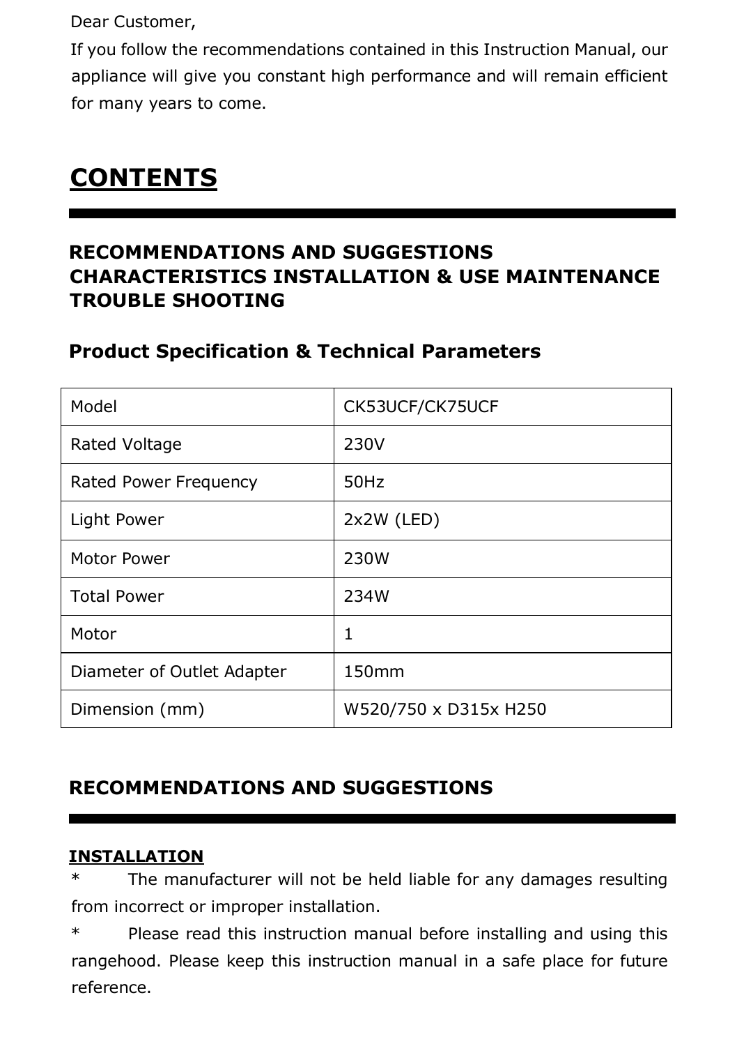Dear Customer,

If you follow the recommendations contained in this Instruction Manual, our appliance will give you constant high performance and will remain efficient for many years to come.

# CONTENTS

**RECOMMENDATIONS AND SUGGESTIONS CHARACTERISTICS INSTALLATION & USE MAINTENANCE TROUBLE SHOOTING**

## Product Specification & Technical Parameters

| Model | CK53UCF/CK75UCF |
|---|---|
| Rated Voltage | 230V |
| Rated Power Frequency | 50Hz |
| Light Power | 2x2W (LED) |
| Motor Power | 230W |
| Total Power | 234W |
| Motor | 1 |
| Diameter of Outlet Adapter | 150mm |
| Dimension (mm) | W520/750 x D315x H250 |

# RECOMMENDATIONS AND SUGGESTIONS

**INSTALLATION**

* The manufacturer will not be held liable for any damages resulting from incorrect or improper installation.

* Please read this instruction manual before installing and using this rangehood. Please keep this instruction manual in a safe place for future reference.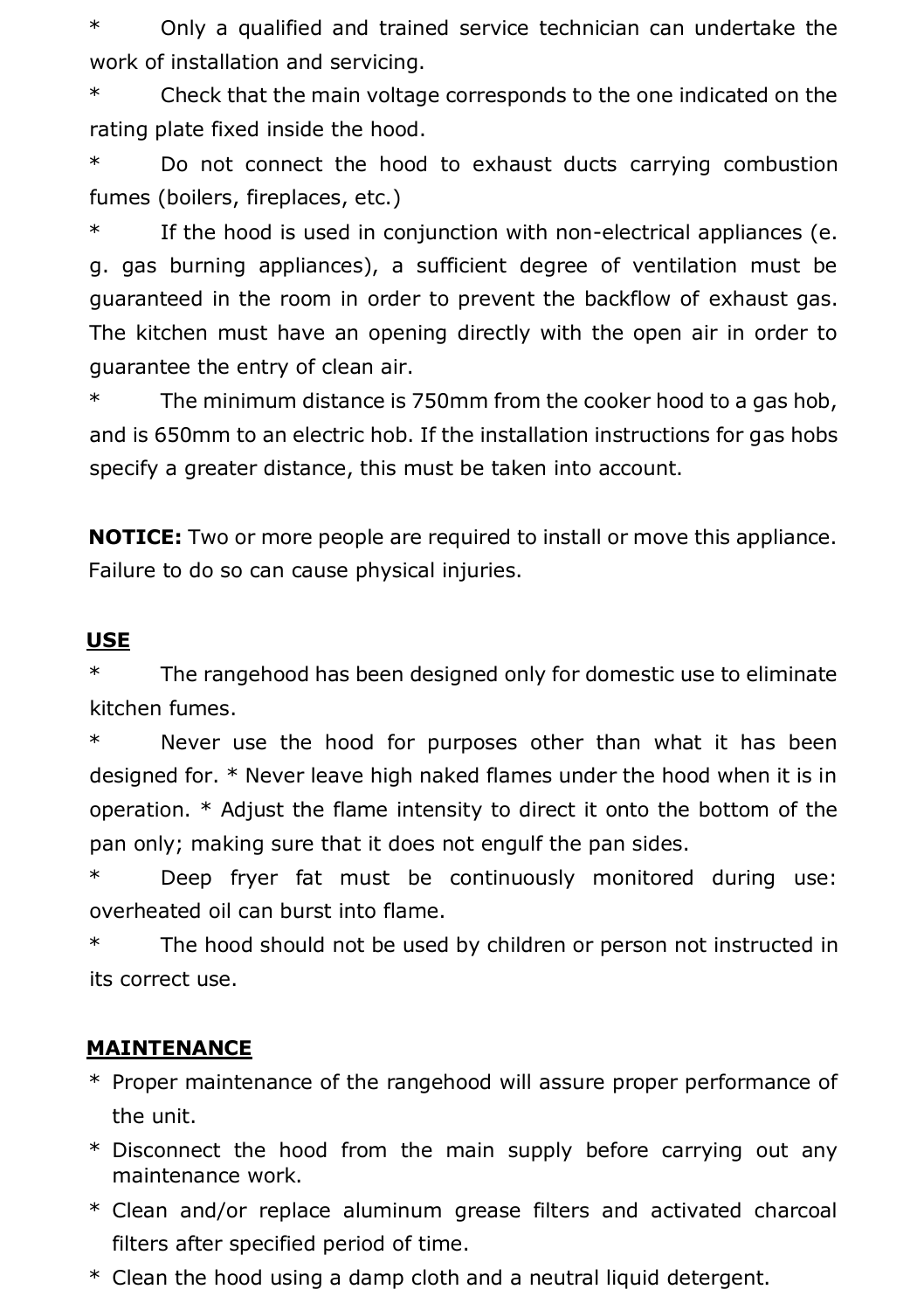*        Only a qualified and trained service technician can undertake the work of installation and servicing.

*        Check that the main voltage corresponds to the one indicated on the rating plate fixed inside the hood.

*        Do not connect the hood to exhaust ducts carrying combustion fumes (boilers, fireplaces, etc.)

*        If the hood is used in conjunction with non-electrical appliances (e. g. gas burning appliances), a sufficient degree of ventilation must be guaranteed in the room in order to prevent the backflow of exhaust gas. The kitchen must have an opening directly with the open air in order to guarantee the entry of clean air.

*        The minimum distance is 750mm from the cooker hood to a gas hob, and is 650mm to an electric hob. If the installation instructions for gas hobs specify a greater distance, this must be taken into account.

**NOTICE:** Two or more people are required to install or move this appliance. Failure to do so can cause physical injuries.

## USE

*        The rangehood has been designed only for domestic use to eliminate kitchen fumes.

*        Never use the hood for purposes other than what it has been designed for. * Never leave high naked flames under the hood when it is in operation. * Adjust the flame intensity to direct it onto the bottom of the pan only; making sure that it does not engulf the pan sides.

*        Deep fryer fat must be continuously monitored during use: overheated oil can burst into flame.

*        The hood should not be used by children or person not instructed in its correct use.

## MAINTENANCE

* Proper maintenance of the rangehood will assure proper performance of the unit.
* Disconnect the hood from the main supply before carrying out any maintenance work.
* Clean and/or replace aluminum grease filters and activated charcoal filters after specified period of time.
* Clean the hood using a damp cloth and a neutral liquid detergent.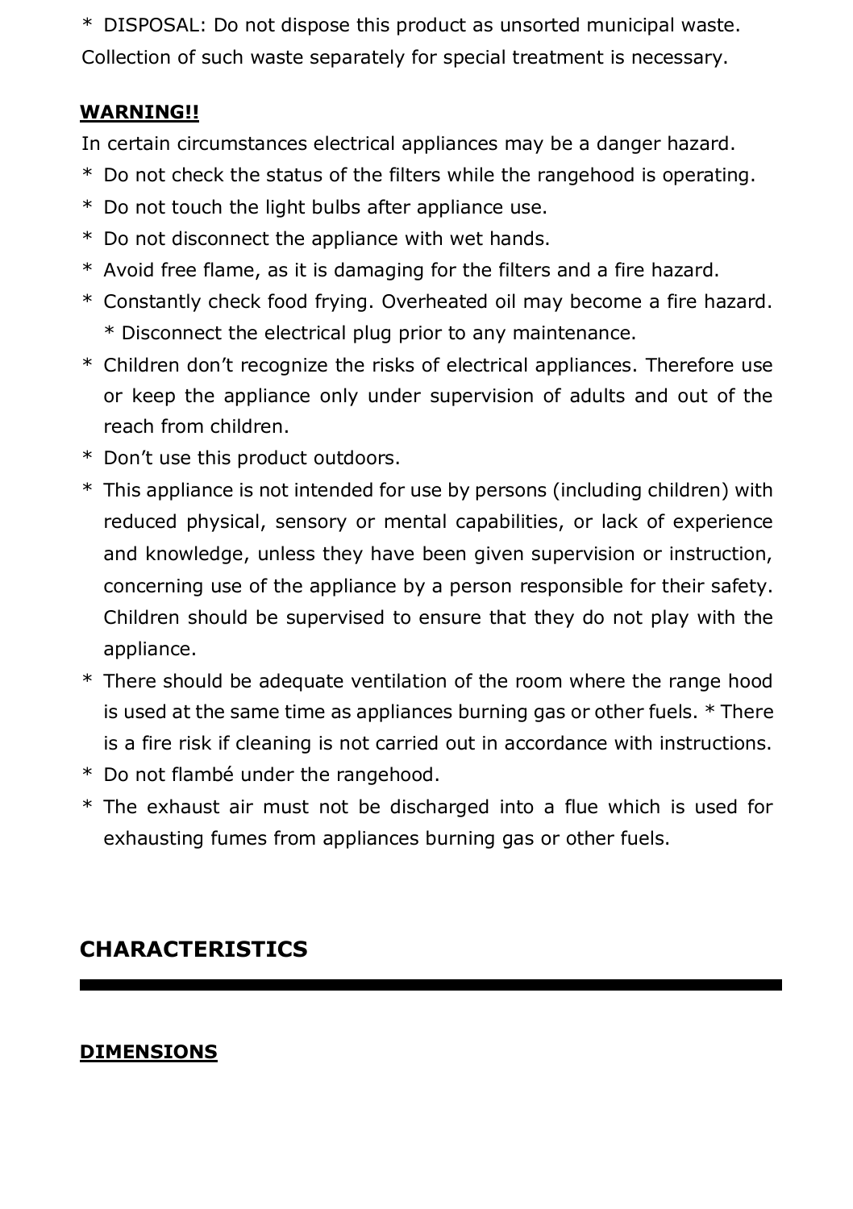* DISPOSAL: Do not dispose this product as unsorted municipal waste. Collection of such waste separately for special treatment is necessary.

**WARNING!!**

In certain circumstances electrical appliances may be a danger hazard.

* Do not check the status of the filters while the rangehood is operating.
* Do not touch the light bulbs after appliance use.
* Do not disconnect the appliance with wet hands.
* Avoid free flame, as it is damaging for the filters and a fire hazard.
* Constantly check food frying. Overheated oil may become a fire hazard. * Disconnect the electrical plug prior to any maintenance.
* Children don't recognize the risks of electrical appliances. Therefore use or keep the appliance only under supervision of adults and out of the reach from children.
* Don't use this product outdoors.
* This appliance is not intended for use by persons (including children) with reduced physical, sensory or mental capabilities, or lack of experience and knowledge, unless they have been given supervision or instruction, concerning use of the appliance by a person responsible for their safety. Children should be supervised to ensure that they do not play with the appliance.
* There should be adequate ventilation of the room where the range hood is used at the same time as appliances burning gas or other fuels. * There is a fire risk if cleaning is not carried out in accordance with instructions.
* Do not flambé under the rangehood.
* The exhaust air must not be discharged into a flue which is used for exhausting fumes from appliances burning gas or other fuels.

## CHARACTERISTICS

**DIMENSIONS**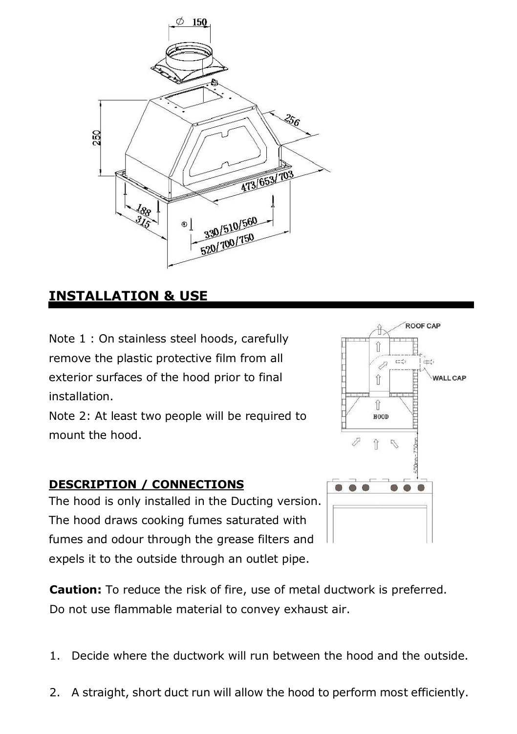## INSTALLATION & USE

Note 1 : On stainless steel hoods, carefully remove the plastic protective film from all exterior surfaces of the hood prior to final installation.

Note 2: At least two people will be required to mount the hood.

**DESCRIPTION / CONNECTIONS**

The hood is only installed in the Ducting version. The hood draws cooking fumes saturated with fumes and odour through the grease filters and expels it to the outside through an outlet pipe.

**Caution:** To reduce the risk of fire, use of metal ductwork is preferred. Do not use flammable material to convey exhaust air.

1. Decide where the ductwork will run between the hood and the outside.
2. A straight, short duct run will allow the hood to perform most efficiently.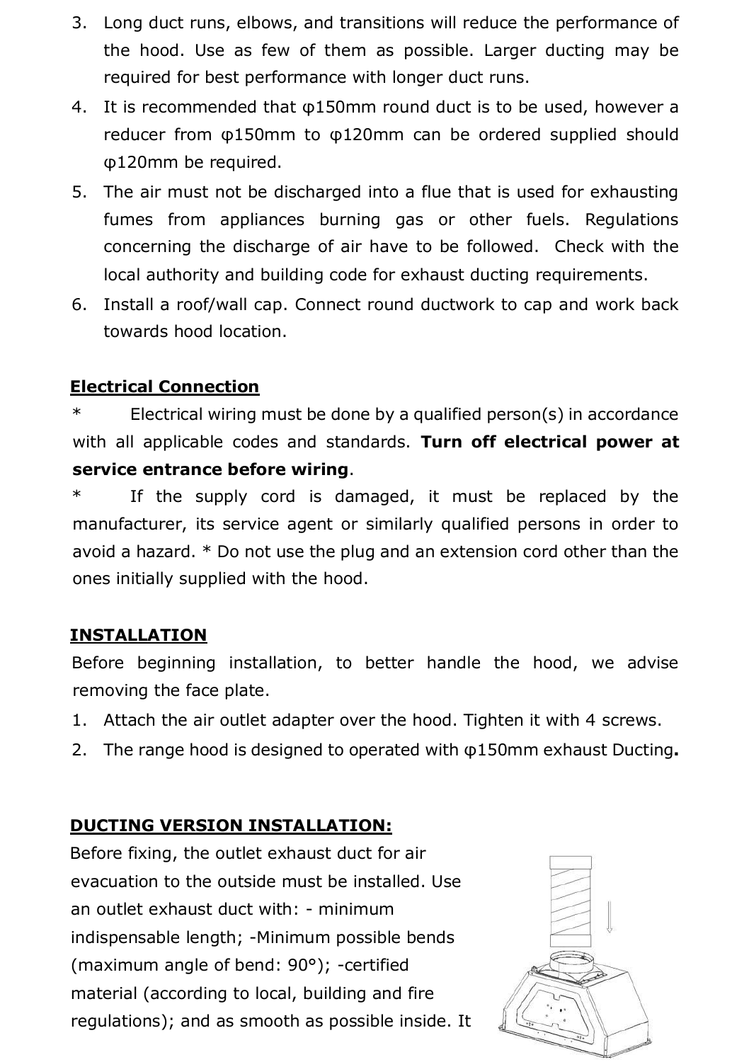3. Long duct runs, elbows, and transitions will reduce the performance of the hood. Use as few of them as possible. Larger ducting may be required for best performance with longer duct runs.
4. It is recommended that φ150mm round duct is to be used, however a reducer from φ150mm to φ120mm can be ordered supplied should φ120mm be required.
5. The air must not be discharged into a flue that is used for exhausting fumes from appliances burning gas or other fuels. Regulations concerning the discharge of air have to be followed. Check with the local authority and building code for exhaust ducting requirements.
6. Install a roof/wall cap. Connect round ductwork to cap and work back towards hood location.

## Electrical Connection

* Electrical wiring must be done by a qualified person(s) in accordance with all applicable codes and standards. **Turn off electrical power at service entrance before wiring**.

* If the supply cord is damaged, it must be replaced by the manufacturer, its service agent or similarly qualified persons in order to avoid a hazard. * Do not use the plug and an extension cord other than the ones initially supplied with the hood.

## INSTALLATION

Before beginning installation, to better handle the hood, we advise removing the face plate.

1. Attach the air outlet adapter over the hood. Tighten it with 4 screws.
2. The range hood is designed to operated with φ150mm exhaust Ducting**.**

## DUCTING VERSION INSTALLATION:

Before fixing, the outlet exhaust duct for air evacuation to the outside must be installed. Use an outlet exhaust duct with: - minimum indispensable length; -Minimum possible bends (maximum angle of bend: 90°); -certified material (according to local, building and fire regulations); and as smooth as possible inside. It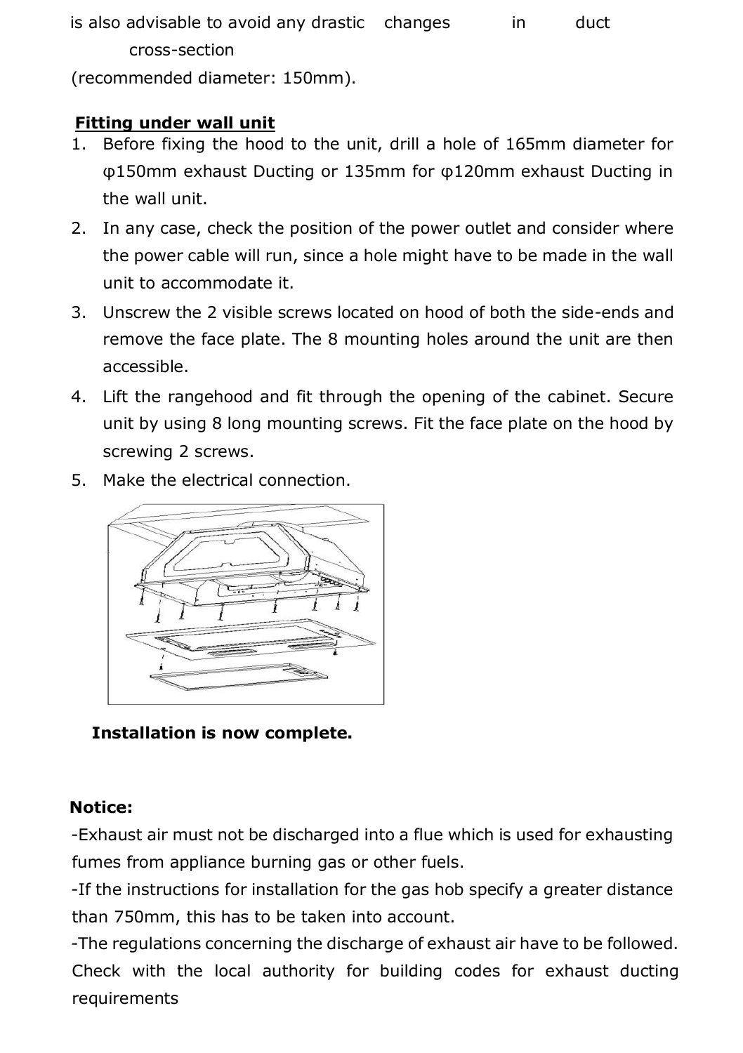is also advisable to avoid any drastic changes in duct cross-section (recommended diameter: 150mm).

**Fitting under wall unit**

1. Before fixing the hood to the unit, drill a hole of 165mm diameter for φ150mm exhaust Ducting or 135mm for φ120mm exhaust Ducting in the wall unit.
2. In any case, check the position of the power outlet and consider where the power cable will run, since a hole might have to be made in the wall unit to accommodate it.
3. Unscrew the 2 visible screws located on hood of both the side-ends and remove the face plate. The 8 mounting holes around the unit are then accessible.
4. Lift the rangehood and fit through the opening of the cabinet. Secure unit by using 8 long mounting screws. Fit the face plate on the hood by screwing 2 screws.
5. Make the electrical connection.

**Installation is now complete.**

**Notice:**

-Exhaust air must not be discharged into a flue which is used for exhausting fumes from appliance burning gas or other fuels.

-If the instructions for installation for the gas hob specify a greater distance than 750mm, this has to be taken into account.

-The regulations concerning the discharge of exhaust air have to be followed. Check with the local authority for building codes for exhaust ducting requirements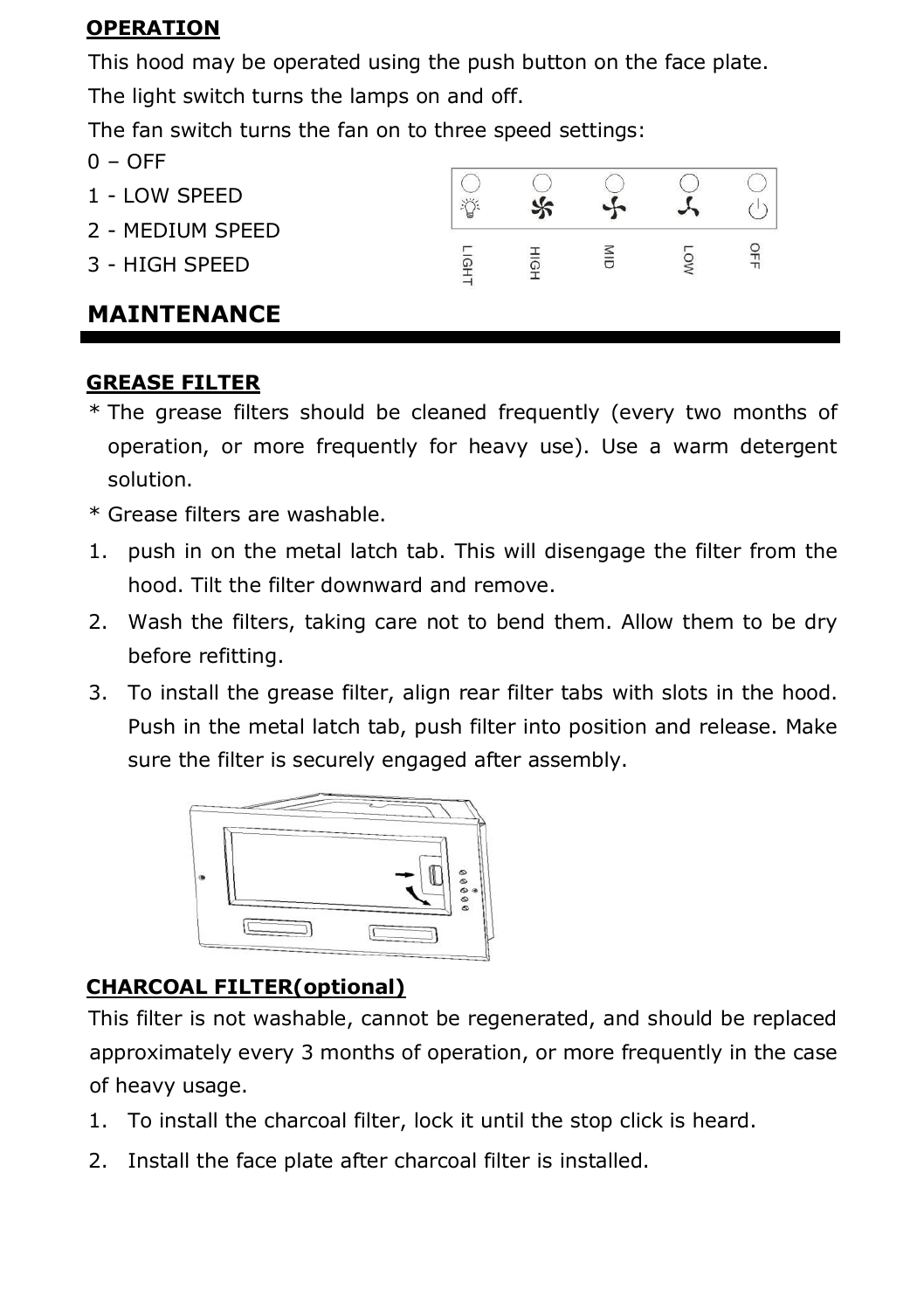## OPERATION

This hood may be operated using the push button on the face plate.

The light switch turns the lamps on and off.

The fan switch turns the fan on to three speed settings:

0 – OFF

1 - LOW SPEED

2 - MEDIUM SPEED

3 - HIGH SPEED

LIGHT HIGH MID LOW OFF

# MAINTENANCE

## GREASE FILTER

* The grease filters should be cleaned frequently (every two months of operation, or more frequently for heavy use). Use a warm detergent solution.
* Grease filters are washable.

1. push in on the metal latch tab. This will disengage the filter from the hood. Tilt the filter downward and remove.
2. Wash the filters, taking care not to bend them. Allow them to be dry before refitting.
3. To install the grease filter, align rear filter tabs with slots in the hood. Push in the metal latch tab, push filter into position and release. Make sure the filter is securely engaged after assembly.

## CHARCOAL FILTER(optional)

This filter is not washable, cannot be regenerated, and should be replaced approximately every 3 months of operation, or more frequently in the case of heavy usage.

1. To install the charcoal filter, lock it until the stop click is heard.
2. Install the face plate after charcoal filter is installed.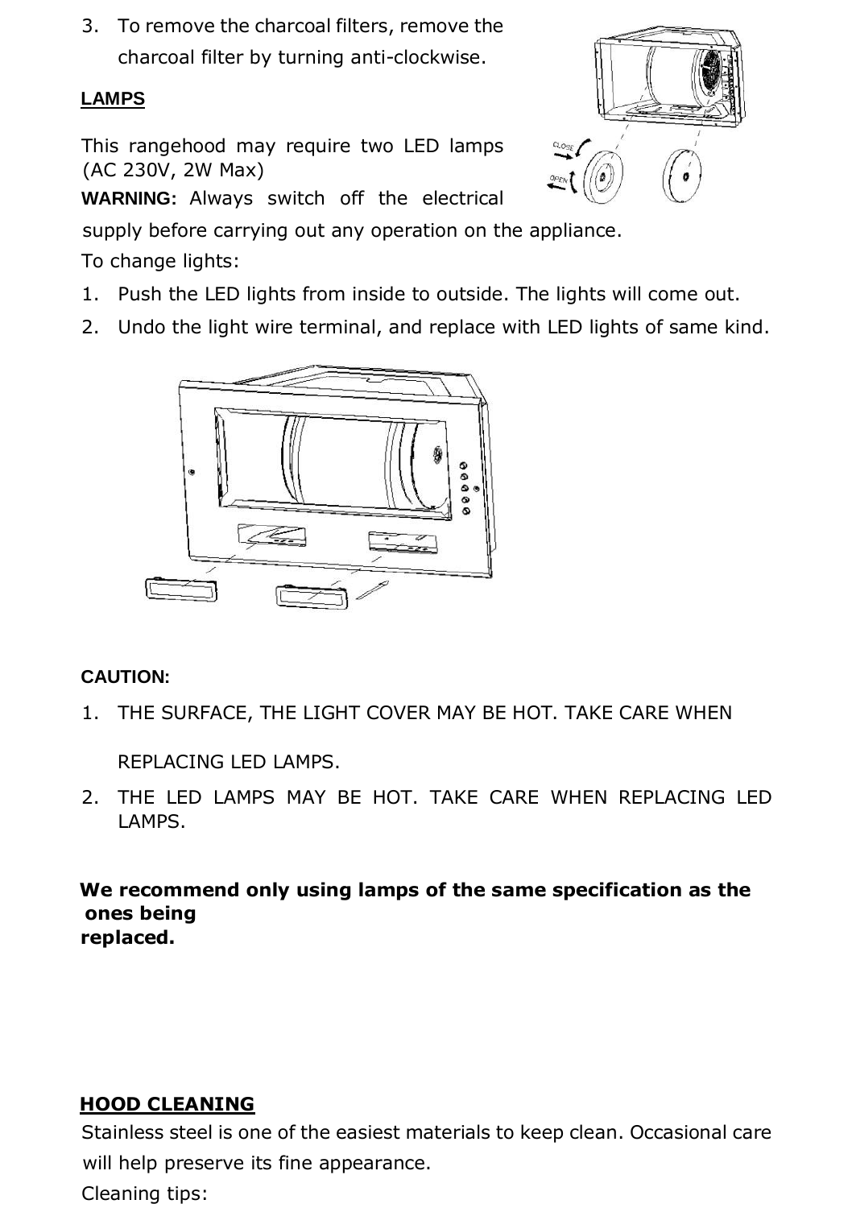3. To remove the charcoal filters, remove the charcoal filter by turning anti-clockwise.

**LAMPS**

This rangehood may require two LED lamps (AC 230V, 2W Max)

**WARNING:** Always switch off the electrical supply before carrying out any operation on the appliance.

To change lights:

1. Push the LED lights from inside to outside. The lights will come out.
2. Undo the light wire terminal, and replace with LED lights of same kind.

**CAUTION:**

1. THE SURFACE, THE LIGHT COVER MAY BE HOT. TAKE CARE WHEN REPLACING LED LAMPS.
2. THE LED LAMPS MAY BE HOT. TAKE CARE WHEN REPLACING LED LAMPS.

**We recommend only using lamps of the same specification as the ones being replaced.**

**HOOD CLEANING**

Stainless steel is one of the easiest materials to keep clean. Occasional care will help preserve its fine appearance.

Cleaning tips: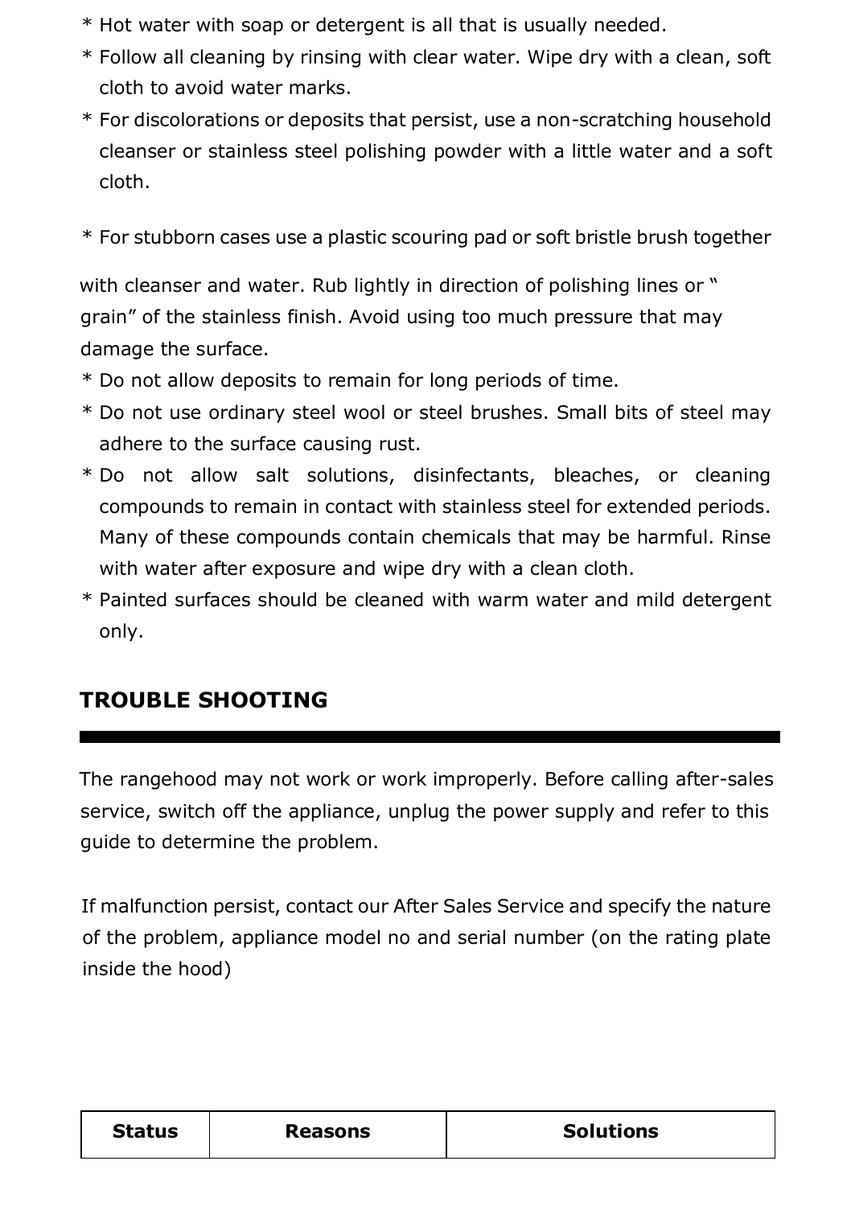* Hot water with soap or detergent is all that is usually needed.
* Follow all cleaning by rinsing with clear water. Wipe dry with a clean, soft cloth to avoid water marks.
* For discolorations or deposits that persist, use a non-scratching household cleanser or stainless steel polishing powder with a little water and a soft cloth.

* For stubborn cases use a plastic scouring pad or soft bristle brush together

with cleanser and water. Rub lightly in direction of polishing lines or " grain" of the stainless finish. Avoid using too much pressure that may damage the surface.
* Do not allow deposits to remain for long periods of time.
* Do not use ordinary steel wool or steel brushes. Small bits of steel may adhere to the surface causing rust.
* Do not allow salt solutions, disinfectants, bleaches, or cleaning compounds to remain in contact with stainless steel for extended periods. Many of these compounds contain chemicals that may be harmful. Rinse with water after exposure and wipe dry with a clean cloth.
* Painted surfaces should be cleaned with warm water and mild detergent only.

## TROUBLE SHOOTING

The rangehood may not work or work improperly. Before calling after-sales service, switch off the appliance, unplug the power supply and refer to this guide to determine the problem.

If malfunction persist, contact our After Sales Service and specify the nature of the problem, appliance model no and serial number (on the rating plate inside the hood)

| Status | Reasons | Solutions |
|---|---|---|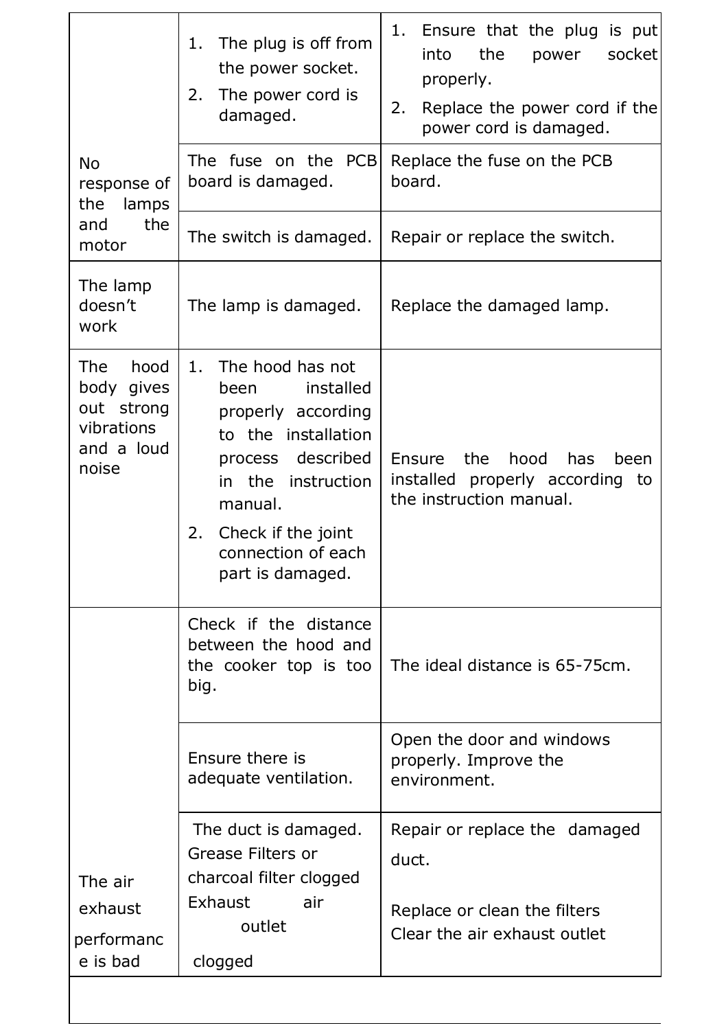| | | |
|---|---|---|
| No response of the lamps and the motor | 1. The plug is off from the power socket.<br>2. The power cord is damaged. | 1. Ensure that the plug is put into the power socket properly.<br>2. Replace the power cord if the power cord is damaged. |
| | The fuse on the PCB board is damaged. | Replace the fuse on the PCB board. |
| | The switch is damaged. | Repair or replace the switch. |
| The lamp doesn't work | The lamp is damaged. | Replace the damaged lamp. |
| The hood body gives out strong vibrations and a loud noise | 1. The hood has not been installed properly according to the installation process described in the instruction manual.<br>2. Check if the joint connection of each part is damaged. | Ensure the hood has been installed properly according to the instruction manual. |
| The air exhaust performance is bad | Check if the distance between the hood and the cooker top is too big. | The ideal distance is 65-75cm. |
| | Ensure there is adequate ventilation. | Open the door and windows properly. Improve the environment. |
| | The duct is damaged.<br>Grease Filters or charcoal filter clogged<br>Exhaust air outlet clogged | Repair or replace the damaged duct.<br><br>Replace or clean the filters<br>Clear the air exhaust outlet |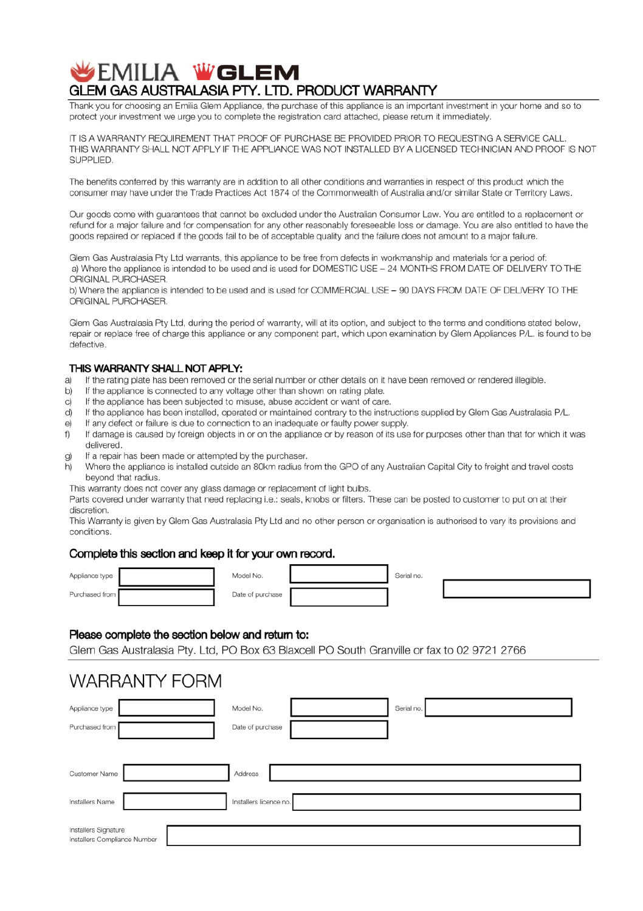# EMILIA GLEM

## GLEM GAS AUSTRALASIA PTY. LTD. PRODUCT WARRANTY

Thank you for choosing an Emilia Glem Appliance, the purchase of this appliance is an important investment in your home and so to protect your investment we urge you to complete the registration card attached, please return it immediately.

IT IS A WARRANTY REQUIREMENT THAT PROOF OF PURCHASE BE PROVIDED PRIOR TO REQUESTING A SERVICE CALL. THIS WARRANTY SHALL NOT APPLY IF THE APPLIANCE WAS NOT INSTALLED BY A LICENSED TECHNICIAN AND PROOF IS NOT SUPPLIED.

The benefits conferred by this warranty are in addition to all other conditions and warranties in respect of this product which the consumer may have under the Trade Practices Act 1874 of the Commonwealth of Australia and/or similar State or Territory Laws.

Our goods come with guarantees that cannot be excluded under the Australian Consumer Law. You are entitled to a replacement or refund for a major failure and for compensation for any other reasonably foreseeable loss or damage. You are also entitled to have the goods repaired or replaced if the goods fail to be of acceptable quality and the failure does not amount to a major failure.

Glem Gas Australasia Pty Ltd warrants, this appliance to be free from defects in workmanship and materials for a period of:
a) Where the appliance is intended to be used and is used for DOMESTIC USE – 24 MONTHS FROM DATE OF DELIVERY TO THE ORIGINAL PURCHASER.
b) Where the appliance is intended to be used and is used for COMMERCIAL USE – 90 DAYS FROM DATE OF DELIVERY TO THE ORIGINAL PURCHASER.

Glem Gas Australasia Pty Ltd, during the period of warranty, will at its option, and subject to the terms and conditions stated below, repair or replace free of charge this appliance or any component part, which upon examination by Glem Appliances P/L. is found to be defective.

### THIS WARRANTY SHALL NOT APPLY:

a) If the rating plate has been removed or the serial number or other details on it have been removed or rendered illegible.
b) If the appliance is connected to any voltage other than shown on rating plate.
c) If the appliance has been subjected to misuse, abuse accident or want of care.
d) If the appliance has been installed, operated or maintained contrary to the instructions supplied by Glem Gas Australasia P/L.
e) If any defect or failure is due to connection to an inadequate or faulty power supply.
f) If damage is caused by foreign objects in or on the appliance or by reason of its use for purposes other than that for which it was delivered.
g) If a repair has been made or attempted by the purchaser.
h) Where the appliance is installed outside an 80km radius from the GPO of any Australian Capital City to freight and travel costs beyond that radius.

This warranty does not cover any glass damage or replacement of light bulbs.
Parts covered under warranty that need replacing i.e.: seals, knobs or filters. These can be posted to customer to put on at their discretion.
This Warranty is given by Glem Gas Australasia Pty Ltd and no other person or organisation is authorised to vary its provisions and conditions.

### Complete this section and keep it for your own record.

| | | | | | |
|---|---|---|---|---|---|
| Appliance type | | Model No. | | Serial no. | |
| Purchased from | | Date of purchase | | | |

### Please complete the section below and return to:

Glem Gas Australasia Pty. Ltd, PO Box 63 Blaxcell PO South Granville or fax to 02 9721 2766

## WARRANTY FORM

| | | | | | |
|---|---|---|---|---|---|
| Appliance type | | Model No. | | Serial no. | |
| Purchased from | | Date of purchase | | | |

| | | | |
|---|---|---|---|
| Customer Name | | Address | |
| Installers Name | | Installers licence no. | |
| Installers Signature<br>Installers Compliance Number | | | |